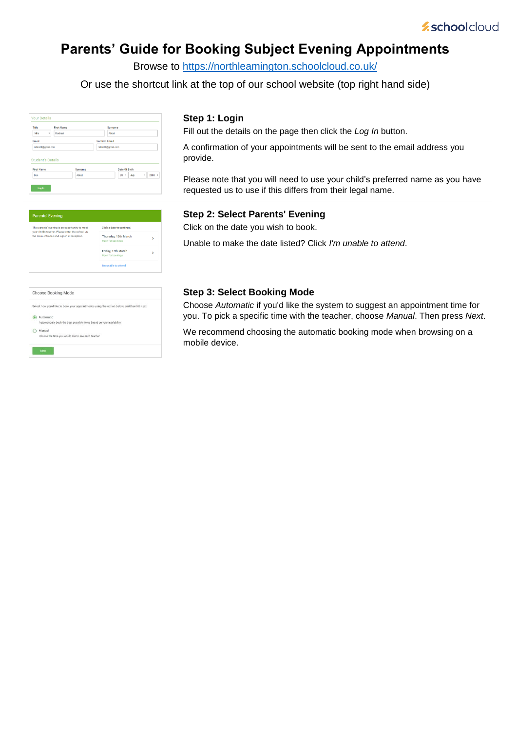# Parents' Guide for Booking Subject Evening Appointments

Browse to https://northleamington.schoolcloud.co.uk/

Or use the shortcut link at the top of our school website (top right hand side)

### Step 1: Login

Fill out the details on the page then click the *Log In* button.

A confirmation of your appointments will be sent to the email address you provide.

Please note that you will need to use your child's preferred name as you have requested us to use if this differs from their legal name.

### Step 2: Select Parents' Evening

Click on the date you wish to book.

Unable to make the date listed? Click *I'm unable to attend*.

### Step 3: Select Booking Mode

Choose *Automatic* if you'd like the system to suggest an appointment time for you. To pick a specific time with the teacher, choose *Manual*. Then press *Next*.

We recommend choosing the automatic booking mode when browsing on a mobile device.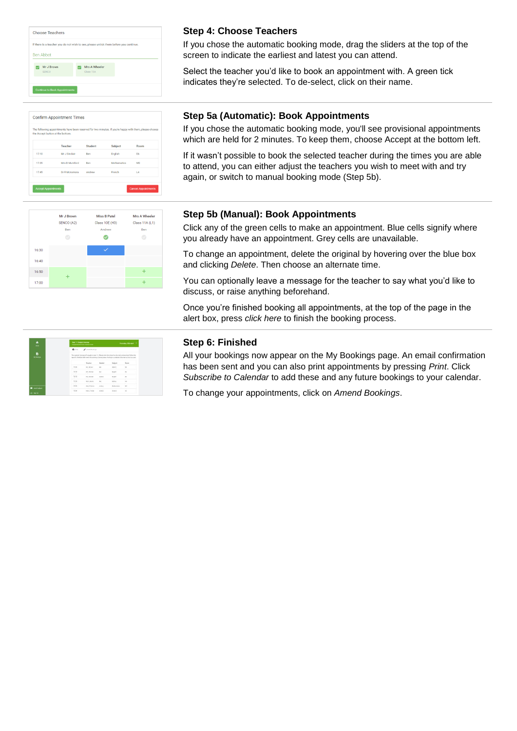### Step 4: Choose Teachers

If you chose the automatic booking mode, drag the sliders at the top of the screen to indicate the earliest and latest you can attend.

Select the teacher you'd like to book an appointment with. A green tick indicates they're selected. To de-select, click on their name.

### Step 5a (Automatic): Book Appointments

If you chose the automatic booking mode, you'll see provisional appointments which are held for 2 minutes. To keep them, choose Accept at the bottom left.

If it wasn't possible to book the selected teacher during the times you are able to attend, you can either adjust the teachers you wish to meet with and try again, or switch to manual booking mode (Step 5b).

### Step 5b (Manual): Book Appointments

Click any of the green cells to make an appointment. Blue cells signify where you already have an appointment. Grey cells are unavailable.

To change an appointment, delete the original by hovering over the blue box and clicking *Delete*. Then choose an alternate time.

You can optionally leave a message for the teacher to say what you'd like to discuss, or raise anything beforehand.

Once you're finished booking all appointments, at the top of the page in the alert box, press *click here* to finish the booking process.

### Step 6: Finished

All your bookings now appear on the My Bookings page. An email confirmation has been sent and you can also print appointments by pressing *Print*. Click *Subscribe to Calendar* to add these and any future bookings to your calendar.

To change your appointments, click on *Amend Bookings*.